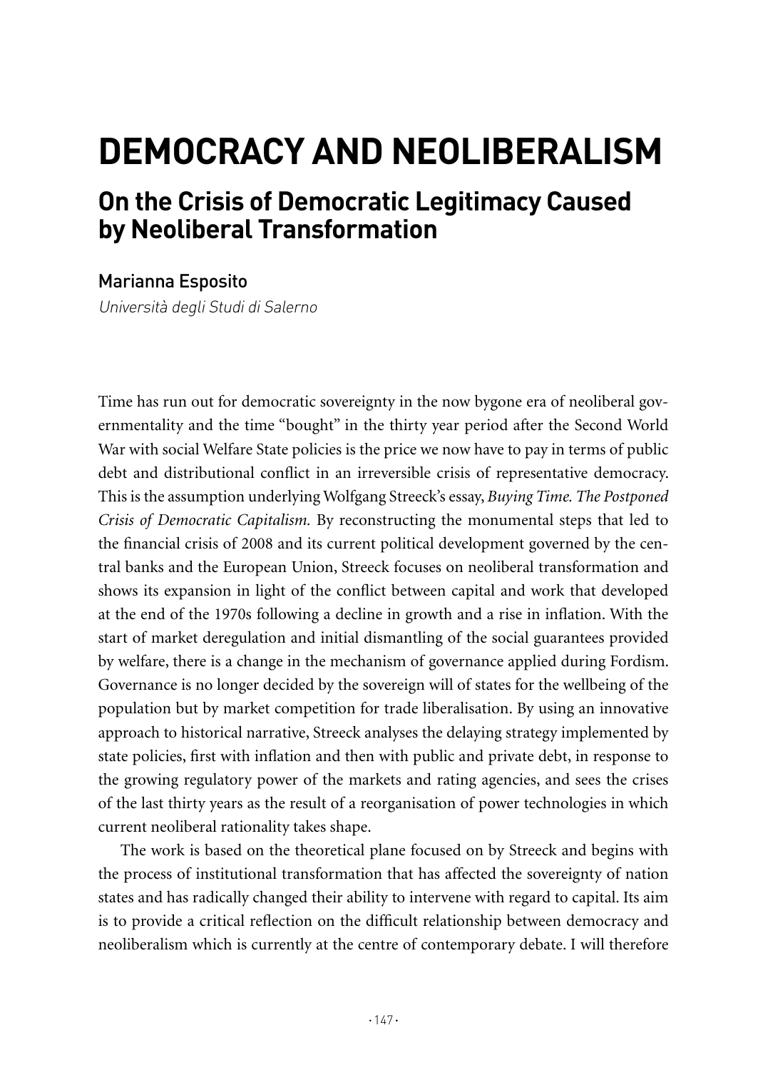# DEMOCRACY AND NEOLIBERALISM

## On the Crisis of Democratic Legitimacy Caused by Neoliberal Transformation

Marianna Esposito

*Università degli Studi di Salerno*

Time has run out for democratic sovereignty in the now bygone era of neoliberal governmentality and the time "bought" in the thirty year period after the Second World War with social Welfare State policies is the price we now have to pay in terms of public debt and distributional conflict in an irreversible crisis of representative democracy. This is the assumption underlying Wolfgang Streeck's essay, *Buying Time. The Postponed Crisis of Democratic Capitalism.* By reconstructing the monumental steps that led to the financial crisis of 2008 and its current political development governed by the central banks and the European Union, Streeck focuses on neoliberal transformation and shows its expansion in light of the conflict between capital and work that developed at the end of the 1970s following a decline in growth and a rise in inflation. With the start of market deregulation and initial dismantling of the social guarantees provided by welfare, there is a change in the mechanism of governance applied during Fordism. Governance is no longer decided by the sovereign will of states for the wellbeing of the population but by market competition for trade liberalisation. By using an innovative approach to historical narrative, Streeck analyses the delaying strategy implemented by state policies, first with inflation and then with public and private debt, in response to the growing regulatory power of the markets and rating agencies, and sees the crises of the last thirty years as the result of a reorganisation of power technologies in which current neoliberal rationality takes shape.

The work is based on the theoretical plane focused on by Streeck and begins with the process of institutional transformation that has affected the sovereignty of nation states and has radically changed their ability to intervene with regard to capital. Its aim is to provide a critical reflection on the difficult relationship between democracy and neoliberalism which is currently at the centre of contemporary debate. I will therefore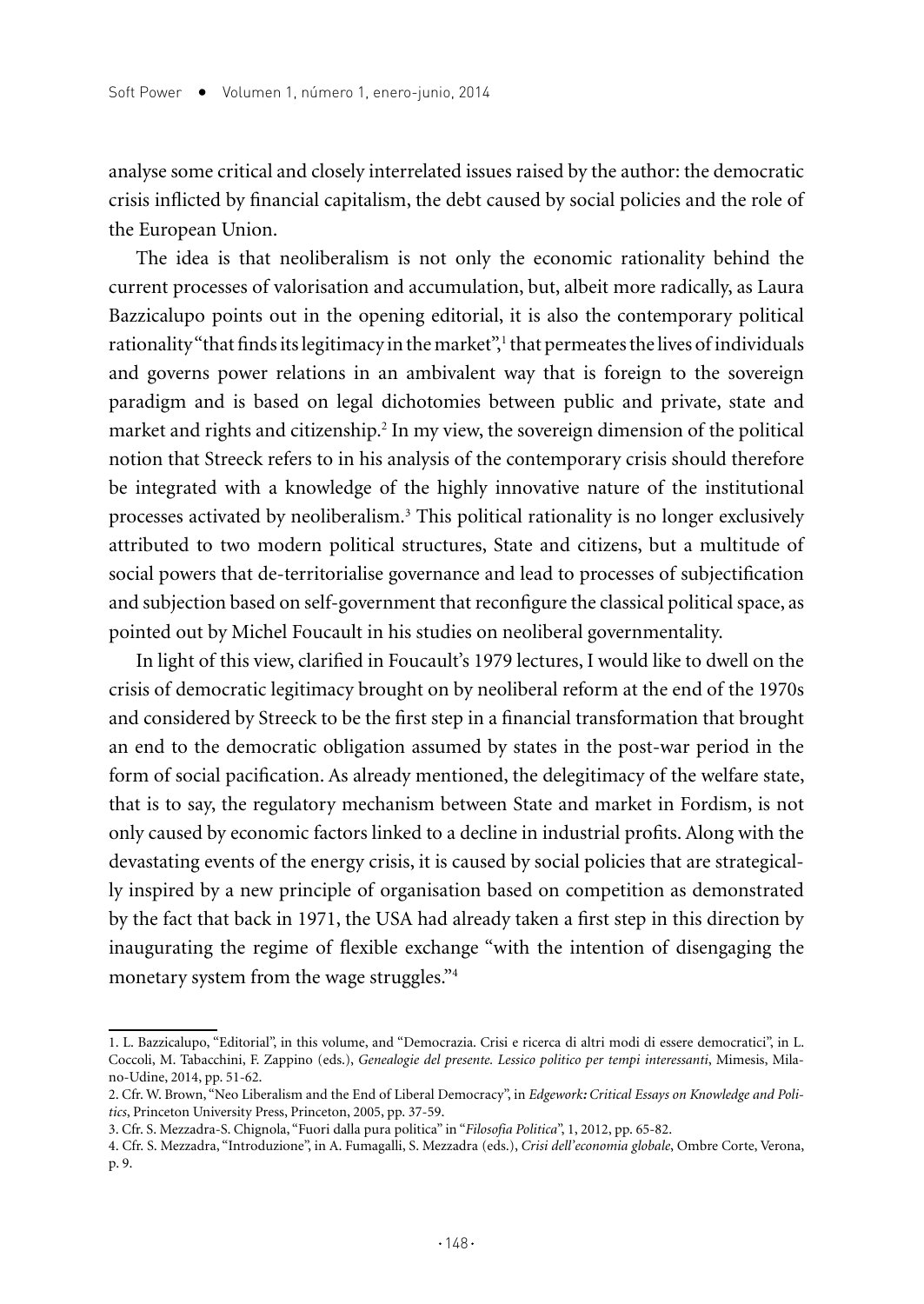analyse some critical and closely interrelated issues raised by the author: the democratic crisis inflicted by financial capitalism, the debt caused by social policies and the role of the European Union.

The idea is that neoliberalism is not only the economic rationality behind the current processes of valorisation and accumulation, but, albeit more radically, as Laura Bazzicalupo points out in the opening editorial, it is also the contemporary political rationality "that finds its legitimacy in the market",[1] that permeates the lives of individuals and governs power relations in an ambivalent way that is foreign to the sovereign paradigm and is based on legal dichotomies between public and private, state and market and rights and citizenship.[2] In my view, the sovereign dimension of the political notion that Streeck refers to in his analysis of the contemporary crisis should therefore be integrated with a knowledge of the highly innovative nature of the institutional processes activated by neoliberalism.[3] This political rationality is no longer exclusively attributed to two modern political structures, State and citizens, but a multitude of social powers that de-territorialise governance and lead to processes of subjectification and subjection based on self-government that reconfigure the classical political space, as pointed out by Michel Foucault in his studies on neoliberal governmentality.

In light of this view, clarified in Foucault's 1979 lectures, I would like to dwell on the crisis of democratic legitimacy brought on by neoliberal reform at the end of the 1970s and considered by Streeck to be the first step in a financial transformation that brought an end to the democratic obligation assumed by states in the post-war period in the form of social pacification. As already mentioned, the delegitimacy of the welfare state, that is to say, the regulatory mechanism between State and market in Fordism, is not only caused by economic factors linked to a decline in industrial profits. Along with the devastating events of the energy crisis, it is caused by social policies that are strategically inspired by a new principle of organisation based on competition as demonstrated by the fact that back in 1971, the USA had already taken a first step in this direction by inaugurating the regime of flexible exchange "with the intention of disengaging the monetary system from the wage struggles."[4]

---

1. L. Bazzicalupo, "Editorial", in this volume, and "Democrazia. Crisi e ricerca di altri modi di essere democratici", in L. Coccoli, M. Tabacchini, F. Zappino (eds.), *Genealogie del presente. Lessico politico per tempi interessanti*, Mimesis, Milano-Udine, 2014, pp. 51-62.

2. Cfr. W. Brown, "Neo Liberalism and the End of Liberal Democracy", in *Edgework: Critical Essays on Knowledge and Politics*, Princeton University Press, Princeton, 2005, pp. 37-59.

3. Cfr. S. Mezzadra-S. Chignola, "Fuori dalla pura politica" in "*Filosofia Politica*", 1, 2012, pp. 65-82.

4. Cfr. S. Mezzadra, "Introduzione", in A. Fumagalli, S. Mezzadra (eds.), *Crisi dell'economia globale*, Ombre Corte, Verona, p. 9.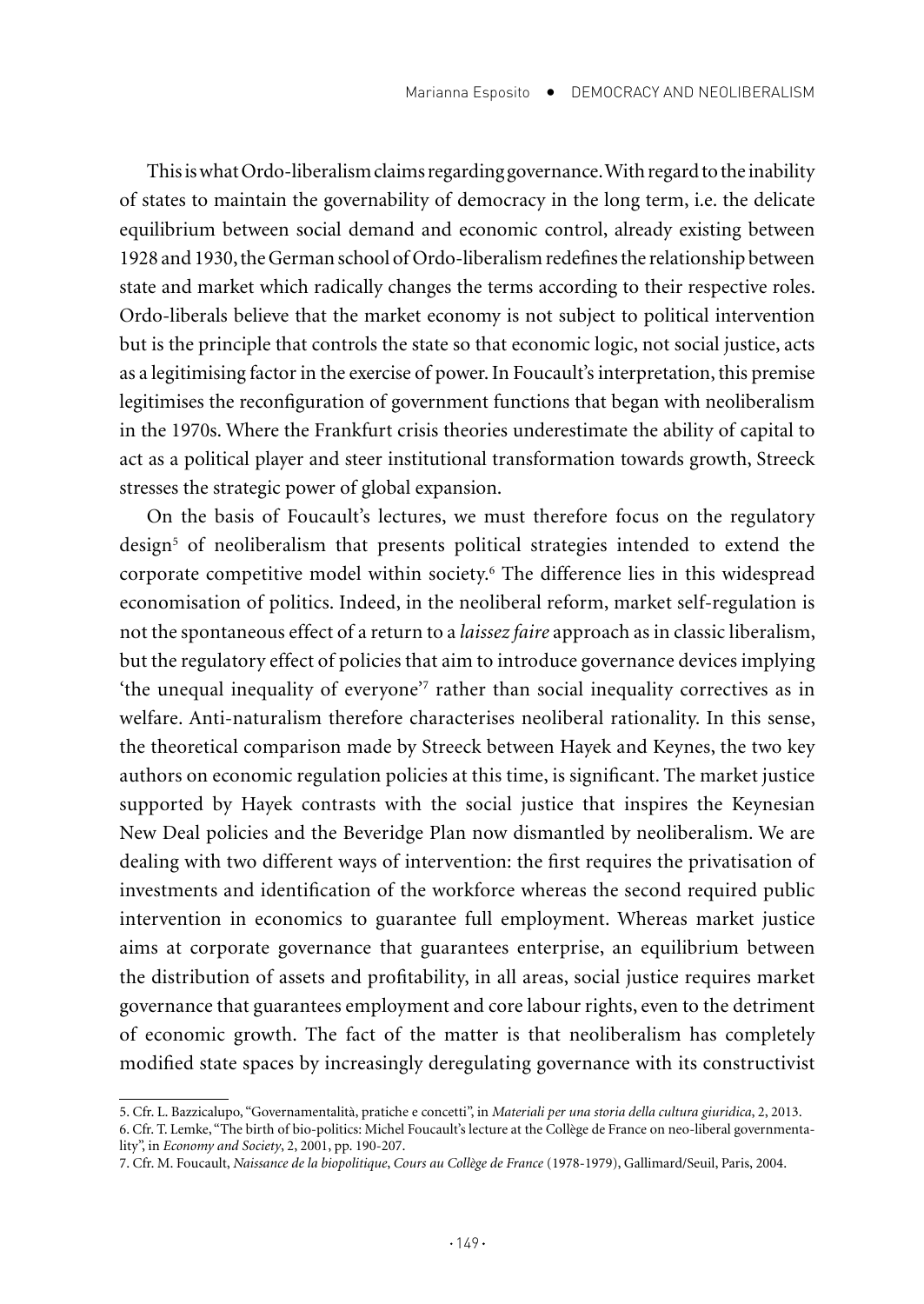This is what Ordo-liberalism claims regarding governance. With regard to the inability of states to maintain the governability of democracy in the long term, i.e. the delicate equilibrium between social demand and economic control, already existing between 1928 and 1930, the German school of Ordo-liberalism redefines the relationship between state and market which radically changes the terms according to their respective roles. Ordo-liberals believe that the market economy is not subject to political intervention but is the principle that controls the state so that economic logic, not social justice, acts as a legitimising factor in the exercise of power. In Foucault's interpretation, this premise legitimises the reconfiguration of government functions that began with neoliberalism in the 1970s. Where the Frankfurt crisis theories underestimate the ability of capital to act as a political player and steer institutional transformation towards growth, Streeck stresses the strategic power of global expansion.

On the basis of Foucault's lectures, we must therefore focus on the regulatory design[5] of neoliberalism that presents political strategies intended to extend the corporate competitive model within society.[6] The difference lies in this widespread economisation of politics. Indeed, in the neoliberal reform, market self-regulation is not the spontaneous effect of a return to a *laissez faire* approach as in classic liberalism, but the regulatory effect of policies that aim to introduce governance devices implying 'the unequal inequality of everyone'[7] rather than social inequality correctives as in welfare. Anti-naturalism therefore characterises neoliberal rationality. In this sense, the theoretical comparison made by Streeck between Hayek and Keynes, the two key authors on economic regulation policies at this time, is significant. The market justice supported by Hayek contrasts with the social justice that inspires the Keynesian New Deal policies and the Beveridge Plan now dismantled by neoliberalism. We are dealing with two different ways of intervention: the first requires the privatisation of investments and identification of the workforce whereas the second required public intervention in economics to guarantee full employment. Whereas market justice aims at corporate governance that guarantees enterprise, an equilibrium between the distribution of assets and profitability, in all areas, social justice requires market governance that guarantees employment and core labour rights, even to the detriment of economic growth. The fact of the matter is that neoliberalism has completely modified state spaces by increasingly deregulating governance with its constructivist

---

5. Cfr. L. Bazzicalupo, "Governamentalità, pratiche e concetti", in *Materiali per una storia della cultura giuridica*, 2, 2013.

6. Cfr. T. Lemke, "The birth of bio-politics: Michel Foucault's lecture at the Collège de France on neo-liberal governmentality", in *Economy and Society*, 2, 2001, pp. 190-207.

7. Cfr. M. Foucault, *Naissance de la biopolitique*, *Cours au Collège de France* (1978-1979), Gallimard/Seuil, Paris, 2004.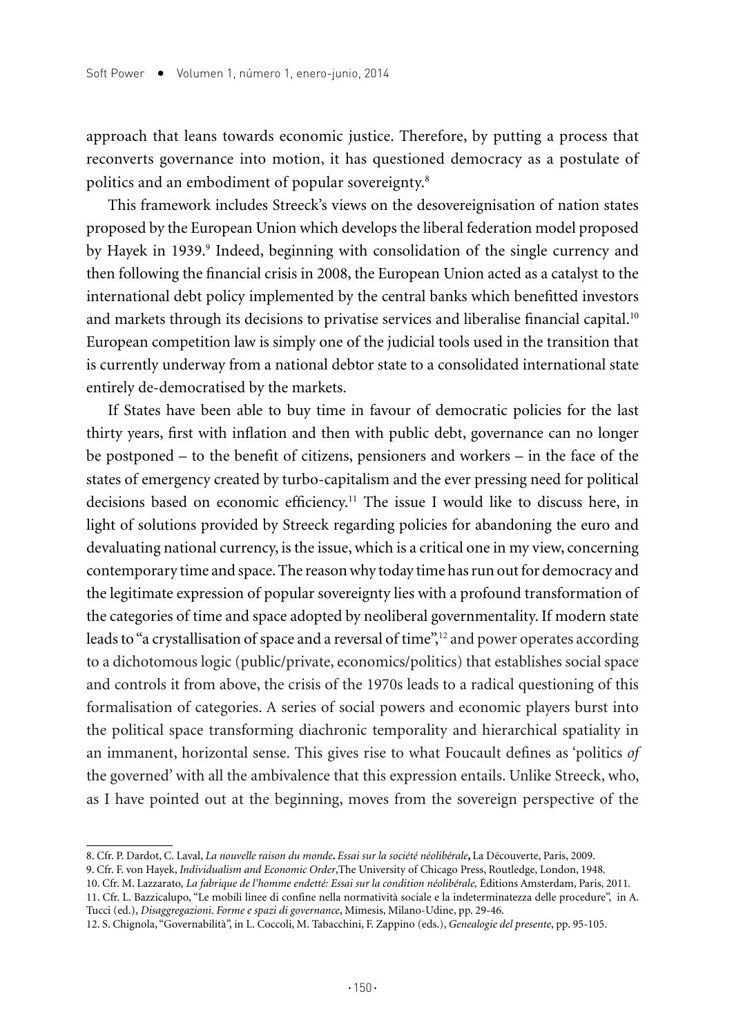approach that leans towards economic justice. Therefore, by putting a process that reconverts governance into motion, it has questioned democracy as a postulate of politics and an embodiment of popular sovereignty.[8]

This framework includes Streeck's views on the desovereignisation of nation states proposed by the European Union which develops the liberal federation model proposed by Hayek in 1939.[9] Indeed, beginning with consolidation of the single currency and then following the financial crisis in 2008, the European Union acted as a catalyst to the international debt policy implemented by the central banks which benefitted investors and markets through its decisions to privatise services and liberalise financial capital.[10] European competition law is simply one of the judicial tools used in the transition that is currently underway from a national debtor state to a consolidated international state entirely de-democratised by the markets.

If States have been able to buy time in favour of democratic policies for the last thirty years, first with inflation and then with public debt, governance can no longer be postponed – to the benefit of citizens, pensioners and workers – in the face of the states of emergency created by turbo-capitalism and the ever pressing need for political decisions based on economic efficiency.[11] The issue I would like to discuss here, in light of solutions provided by Streeck regarding policies for abandoning the euro and devaluating national currency, is the issue, which is a critical one in my view, concerning contemporary time and space. The reason why today time has run out for democracy and the legitimate expression of popular sovereignty lies with a profound transformation of the categories of time and space adopted by neoliberal governmentality. If modern state leads to "a crystallisation of space and a reversal of time",[12] and power operates according to a dichotomous logic (public/private, economics/politics) that establishes social space and controls it from above, the crisis of the 1970s leads to a radical questioning of this formalisation of categories. A series of social powers and economic players burst into the political space transforming diachronic temporality and hierarchical spatiality in an immanent, horizontal sense. This gives rise to what Foucault defines as 'politics *of* the governed' with all the ambivalence that this expression entails. Unlike Streeck, who, as I have pointed out at the beginning, moves from the sovereign perspective of the

---

8. Cfr. P. Dardot, C. Laval, *La nouvelle raison du monde***.** *Essai sur la société néolibérale***,** La Découverte, Paris, 2009.

9. Cfr. F. von Hayek, *Individualism and Economic Order*,The University of Chicago Press, Routledge, London, 1948.

10. Cfr. M. Lazzarato*, La fabrique de l'homme endetté: Essai sur la condition néolibérale,* Éditions Amsterdam, Paris, 2011.

11. Cfr. L. Bazzicalupo, "Le mobili linee di confine nella normatività sociale e la indeterminatezza delle procedure", in A. Tucci (ed.), *Disaggregazioni. Forme e spazi di governance*, Mimesis, Milano-Udine, pp. 29-46.

12. S. Chignola, "Governabilità", in L. Coccoli, M. Tabacchini, F. Zappino (eds.), *Genealogie del presente*, pp. 95-105.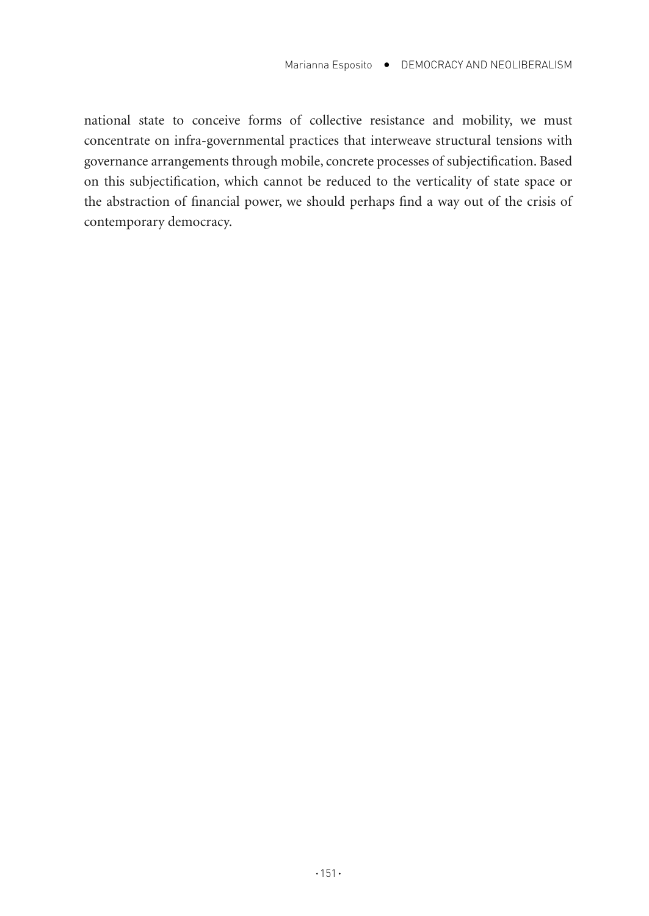national state to conceive forms of collective resistance and mobility, we must concentrate on infra-governmental practices that interweave structural tensions with governance arrangements through mobile, concrete processes of subjectification. Based on this subjectification, which cannot be reduced to the verticality of state space or the abstraction of financial power, we should perhaps find a way out of the crisis of contemporary democracy.